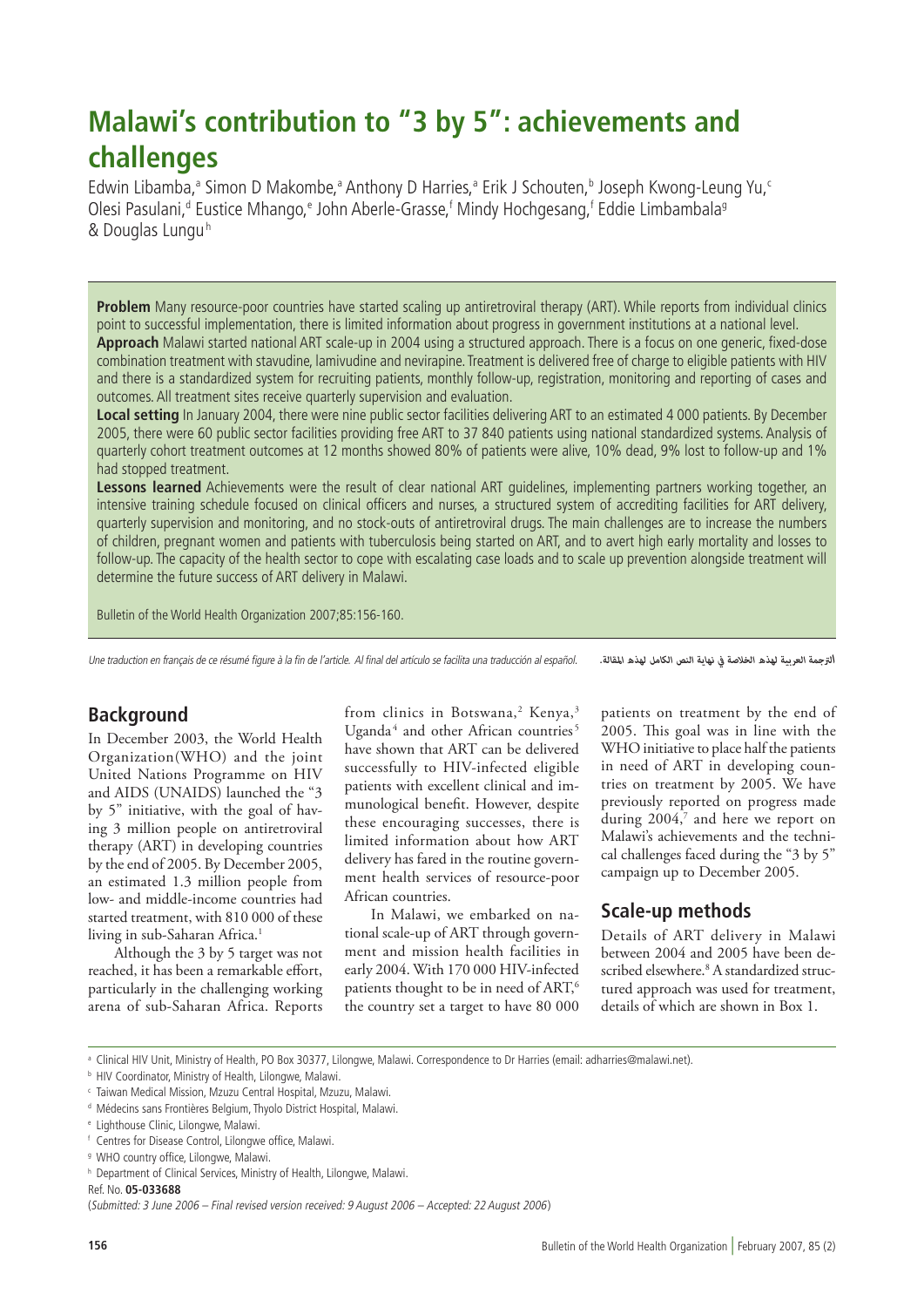# Malawi's contribution to "3 by 5": achievements and challenges

Edwin Libamba,[a] Simon D Makombe,[a] Anthony D Harries,[a] Erik J Schouten,[b] Joseph Kwong-Leung Yu,[c] Olesi Pasulani,[d] Eustice Mhango,[e] John Aberle-Grasse,[f] Mindy Hochgesang,[f] Eddie Limbambala[g] & Douglas Lungu[h]

**Problem** Many resource-poor countries have started scaling up antiretroviral therapy (ART). While reports from individual clinics point to successful implementation, there is limited information about progress in government institutions at a national level.

**Approach** Malawi started national ART scale-up in 2004 using a structured approach. There is a focus on one generic, fixed-dose combination treatment with stavudine, lamivudine and nevirapine. Treatment is delivered free of charge to eligible patients with HIV and there is a standardized system for recruiting patients, monthly follow-up, registration, monitoring and reporting of cases and outcomes. All treatment sites receive quarterly supervision and evaluation.

**Local setting** In January 2004, there were nine public sector facilities delivering ART to an estimated 4 000 patients. By December 2005, there were 60 public sector facilities providing free ART to 37 840 patients using national standardized systems. Analysis of quarterly cohort treatment outcomes at 12 months showed 80% of patients were alive, 10% dead, 9% lost to follow-up and 1% had stopped treatment.

**Lessons learned** Achievements were the result of clear national ART guidelines, implementing partners working together, an intensive training schedule focused on clinical officers and nurses, a structured system of accrediting facilities for ART delivery, quarterly supervision and monitoring, and no stock-outs of antiretroviral drugs. The main challenges are to increase the numbers of children, pregnant women and patients with tuberculosis being started on ART, and to avert high early mortality and losses to follow-up. The capacity of the health sector to cope with escalating case loads and to scale up prevention alongside treatment will determine the future success of ART delivery in Malawi.

Bulletin of the World Health Organization 2007;85:156-160.

*Une traduction en français de ce résumé figure à la fin de l'article. Al final del artículo se facilita una traducción al español.* الترجمة العربية لهذه الخلاصة في نهاية النص الكامل لهذه المقالة.

## Background

In December 2003, the World Health Organization (WHO) and the joint United Nations Programme on HIV and AIDS (UNAIDS) launched the "3 by 5" initiative, with the goal of having 3 million people on antiretroviral therapy (ART) in developing countries by the end of 2005. By December 2005, an estimated 1.3 million people from low- and middle-income countries had started treatment, with 810 000 of these living in sub-Saharan Africa.[1]

Although the 3 by 5 target was not reached, it has been a remarkable effort, particularly in the challenging working arena of sub-Saharan Africa. Reports from clinics in Botswana,[2] Kenya,[3] Uganda[4] and other African countries[5] have shown that ART can be delivered successfully to HIV-infected eligible patients with excellent clinical and immunological benefit. However, despite these encouraging successes, there is limited information about how ART delivery has fared in the routine government health services of resource-poor African countries.

In Malawi, we embarked on national scale-up of ART through government and mission health facilities in early 2004. With 170 000 HIV-infected patients thought to be in need of ART,[6] the country set a target to have 80 000 patients on treatment by the end of 2005. This goal was in line with the WHO initiative to place half the patients in need of ART in developing countries on treatment by 2005. We have previously reported on progress made during 2004,[7] and here we report on Malawi's achievements and the technical challenges faced during the "3 by 5" campaign up to December 2005.

## Scale-up methods

Details of ART delivery in Malawi between 2004 and 2005 have been described elsewhere.[8] A standardized structured approach was used for treatment, details of which are shown in Box 1.

---

[a] Clinical HIV Unit, Ministry of Health, PO Box 30377, Lilongwe, Malawi. Correspondence to Dr Harries (email: adharries@malawi.net).

[b] HIV Coordinator, Ministry of Health, Lilongwe, Malawi.

[c] Taiwan Medical Mission, Mzuzu Central Hospital, Mzuzu, Malawi.

[d] Médecins sans Frontières Belgium, Thyolo District Hospital, Malawi.

[e] Lighthouse Clinic, Lilongwe, Malawi.

[f] Centres for Disease Control, Lilongwe office, Malawi.

[g] WHO country office, Lilongwe, Malawi.

[h] Department of Clinical Services, Ministry of Health, Lilongwe, Malawi.

Ref. No. **05-033688**

(*Submitted: 3 June 2006 – Final revised version received: 9 August 2006 – Accepted: 22 August 2006*)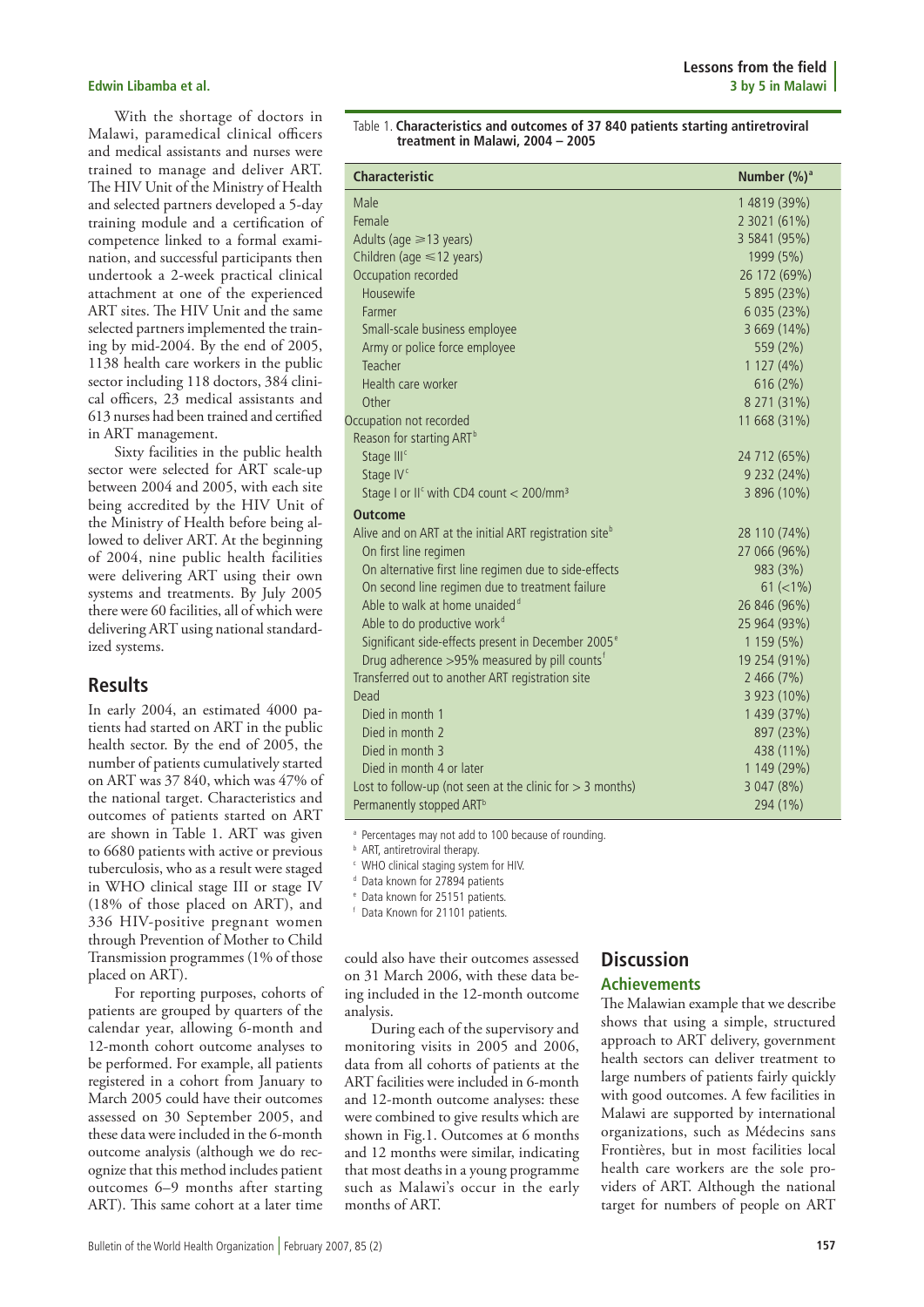With the shortage of doctors in Malawi, paramedical clinical officers and medical assistants and nurses were trained to manage and deliver ART. The HIV Unit of the Ministry of Health and selected partners developed a 5-day training module and a certification of competence linked to a formal examination, and successful participants then undertook a 2-week practical clinical attachment at one of the experienced ART sites. The HIV Unit and the same selected partners implemented the training by mid-2004. By the end of 2005, 1138 health care workers in the public sector including 118 doctors, 384 clinical officers, 23 medical assistants and 613 nurses had been trained and certified in ART management.

Sixty facilities in the public health sector were selected for ART scale-up between 2004 and 2005, with each site being accredited by the HIV Unit of the Ministry of Health before being allowed to deliver ART. At the beginning of 2004, nine public health facilities were delivering ART using their own systems and treatments. By July 2005 there were 60 facilities, all of which were delivering ART using national standardized systems.

## Results

In early 2004, an estimated 4000 patients had started on ART in the public health sector. By the end of 2005, the number of patients cumulatively started on ART was 37 840, which was 47% of the national target. Characteristics and outcomes of patients started on ART are shown in Table 1. ART was given to 6680 patients with active or previous tuberculosis, who as a result were staged in WHO clinical stage III or stage IV (18% of those placed on ART), and 336 HIV-positive pregnant women through Prevention of Mother to Child Transmission programmes (1% of those placed on ART).

For reporting purposes, cohorts of patients are grouped by quarters of the calendar year, allowing 6-month and 12-month cohort outcome analyses to be performed. For example, all patients registered in a cohort from January to March 2005 could have their outcomes assessed on 30 September 2005, and these data were included in the 6-month outcome analysis (although we do recognize that this method includes patient outcomes 6–9 months after starting ART). This same cohort at a later time could also have their outcomes assessed on 31 March 2006, with these data being included in the 12-month outcome analysis.

During each of the supervisory and monitoring visits in 2005 and 2006, data from all cohorts of patients at the ART facilities were included in 6-month and 12-month outcome analyses: these were combined to give results which are shown in Fig.1. Outcomes at 6 months and 12 months were similar, indicating that most deaths in a young programme such as Malawi's occur in the early months of ART.

Table 1. **Characteristics and outcomes of 37 840 patients starting antiretroviral treatment in Malawi, 2004 – 2005**

| Characteristic | Number (%)[a] |
|---|---|
| Male | 1 4819 (39%) |
| Female | 2 3021 (61%) |
| Adults (age ≥13 years) | 3 5841 (95%) |
| Children (age ≤12 years) | 1999 (5%) |
| Occupation recorded | 26 172 (69%) |
| Housewife | 5 895 (23%) |
| Farmer | 6 035 (23%) |
| Small-scale business employee | 3 669 (14%) |
| Army or police force employee | 559 (2%) |
| Teacher | 1 127 (4%) |
| Health care worker | 616 (2%) |
| Other | 8 271 (31%) |
| Occupation not recorded | 11 668 (31%) |
| Reason for starting ART[b] | |
| Stage III[c] | 24 712 (65%) |
| Stage IV[c] | 9 232 (24%) |
| Stage I or II[c] with CD4 count < 200/mm³ | 3 896 (10%) |
| **Outcome** | |
| Alive and on ART at the initial ART registration site[b] | 28 110 (74%) |
| On first line regimen | 27 066 (96%) |
| On alternative first line regimen due to side-effects | 983 (3%) |
| On second line regimen due to treatment failure | 61 (<1%) |
| Able to walk at home unaided[d] | 26 846 (96%) |
| Able to do productive work[d] | 25 964 (93%) |
| Significant side-effects present in December 2005[e] | 1 159 (5%) |
| Drug adherence >95% measured by pill counts[f] | 19 254 (91%) |
| Transferred out to another ART registration site | 2 466 (7%) |
| Dead | 3 923 (10%) |
| Died in month 1 | 1 439 (37%) |
| Died in month 2 | 897 (23%) |
| Died in month 3 | 438 (11%) |
| Died in month 4 or later | 1 149 (29%) |
| Lost to follow-up (not seen at the clinic for > 3 months) | 3 047 (8%) |
| Permanently stopped ART[b] | 294 (1%) |

[a] Percentages may not add to 100 because of rounding.
[b] ART, antiretroviral therapy.
[c] WHO clinical staging system for HIV.
[d] Data known for 27894 patients
[e] Data known for 25151 patients.
[f] Data Known for 21101 patients.

## Discussion

### Achievements

The Malawian example that we describe shows that using a simple, structured approach to ART delivery, government health sectors can deliver treatment to large numbers of patients fairly quickly with good outcomes. A few facilities in Malawi are supported by international organizations, such as Médecins sans Frontières, but in most facilities local health care workers are the sole providers of ART. Although the national target for numbers of people on ART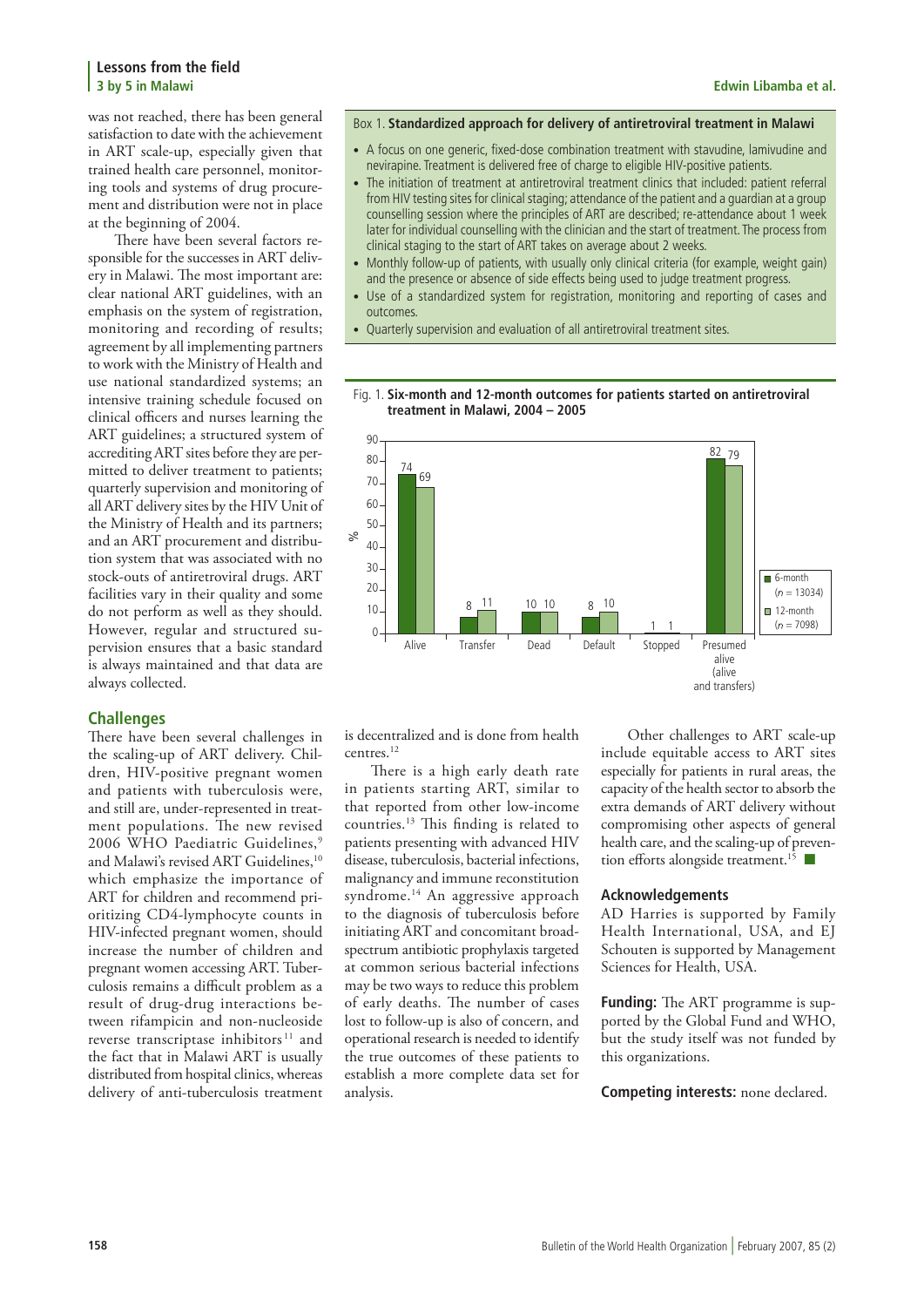was not reached, there has been general satisfaction to date with the achievement in ART scale-up, especially given that trained health care personnel, monitoring tools and systems of drug procurement and distribution were not in place at the beginning of 2004.

There have been several factors responsible for the successes in ART delivery in Malawi. The most important are: clear national ART guidelines, with an emphasis on the system of registration, monitoring and recording of results; agreement by all implementing partners to work with the Ministry of Health and use national standardized systems; an intensive training schedule focused on clinical officers and nurses learning the ART guidelines; a structured system of accrediting ART sites before they are permitted to deliver treatment to patients; quarterly supervision and monitoring of all ART delivery sites by the HIV Unit of the Ministry of Health and its partners; and an ART procurement and distribution system that was associated with no stock-outs of antiretroviral drugs. ART facilities vary in their quality and some do not perform as well as they should. However, regular and structured supervision ensures that a basic standard is always maintained and that data are always collected.

**Box 1. Standardized approach for delivery of antiretroviral treatment in Malawi**

- A focus on one generic, fixed-dose combination treatment with stavudine, lamivudine and nevirapine. Treatment is delivered free of charge to eligible HIV-positive patients.
- The initiation of treatment at antiretroviral treatment clinics that included: patient referral from HIV testing sites for clinical staging; attendance of the patient and a guardian at a group counselling session where the principles of ART are described; re-attendance about 1 week later for individual counselling with the clinician and the start of treatment. The process from clinical staging to the start of ART takes on average about 2 weeks.
- Monthly follow-up of patients, with usually only clinical criteria (for example, weight gain) and the presence or absence of side effects being used to judge treatment progress.
- Use of a standardized system for registration, monitoring and reporting of cases and outcomes.
- Quarterly supervision and evaluation of all antiretroviral treatment sites.

Fig. 1. **Six-month and 12-month outcomes for patients started on antiretroviral treatment in Malawi, 2004 – 2005**

| Outcome (%) | 6-month (*n* = 13034) | 12-month (*n* = 7098) |
|---|---|---|
| Alive | 74 | 69 |
| Transfer | 8 | 11 |
| Dead | 10 | 10 |
| Default | 8 | 10 |
| Stopped | 1 | 1 |
| Presumed alive (alive and transfers) | 82 | 79 |

## Challenges

There have been several challenges in the scaling-up of ART delivery. Children, HIV-positive pregnant women and patients with tuberculosis were, and still are, under-represented in treatment populations. The new revised 2006 WHO Paediatric Guidelines,[9] and Malawi's revised ART Guidelines,[10] which emphasize the importance of ART for children and recommend prioritizing CD4-lymphocyte counts in HIV-infected pregnant women, should increase the number of children and pregnant women accessing ART. Tuberculosis remains a difficult problem as a result of drug-drug interactions between rifampicin and non-nucleoside reverse transcriptase inhibitors[11] and the fact that in Malawi ART is usually distributed from hospital clinics, whereas delivery of anti-tuberculosis treatment is decentralized and is done from health centres.[12]

There is a high early death rate in patients starting ART, similar to that reported from other low-income countries.[13] This finding is related to patients presenting with advanced HIV disease, tuberculosis, bacterial infections, malignancy and immune reconstitution syndrome.[14] An aggressive approach to the diagnosis of tuberculosis before initiating ART and concomitant broad-spectrum antibiotic prophylaxis targeted at common serious bacterial infections may be two ways to reduce this problem of early deaths. The number of cases lost to follow-up is also of concern, and operational research is needed to identify the true outcomes of these patients to establish a more complete data set for analysis.

Other challenges to ART scale-up include equitable access to ART sites especially for patients in rural areas, the capacity of the health sector to absorb the extra demands of ART delivery without compromising other aspects of general health care, and the scaling-up of prevention efforts alongside treatment.[15] ■

### Acknowledgements

AD Harries is supported by Family Health International, USA, and EJ Schouten is supported by Management Sciences for Health, USA.

**Funding:** The ART programme is supported by the Global Fund and WHO, but the study itself was not funded by this organizations.

**Competing interests:** none declared.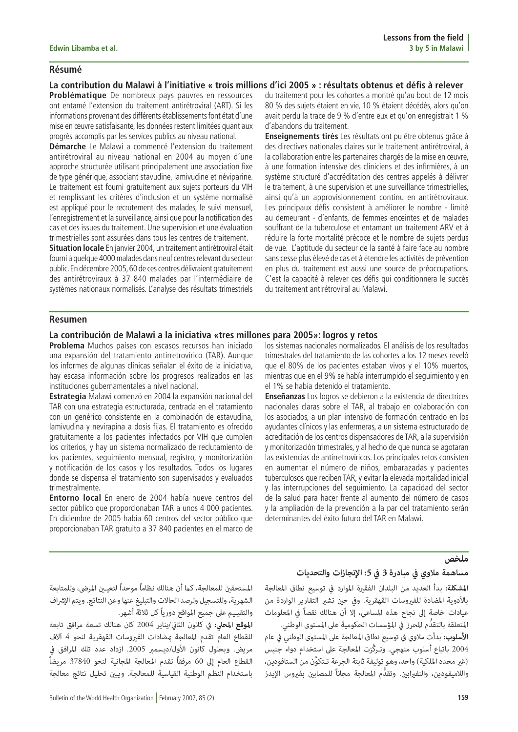## Résumé

### La contribution du Malawi à l'initiative « trois millions d'ici 2005 » : résultats obtenus et défis à relever

**Problématique** De nombreux pays pauvres en ressources ont entamé l'extension du traitement antirétroviral (ART). Si les informations provenant des différents établissements font état d'une mise en œuvre satisfaisante, les données restent limitées quant aux progrès accomplis par les services publics au niveau national.

**Démarche** Le Malawi a commencé l'extension du traitement antirétroviral au niveau national en 2004 au moyen d'une approche structurée utilisant principalement une association fixe de type générique, associant stavudine, lamivudine et néviparine. Le traitement est fourni gratuitement aux sujets porteurs du VIH et remplissant les critères d'inclusion et un système normalisé est appliqué pour le recrutement des malades, le suivi mensuel, l'enregistrement et la surveillance, ainsi que pour la notification des cas et des issues du traitement. Une supervision et une évaluation trimestrielles sont assurées dans tous les centres de traitement.

**Situation locale** En janvier 2004, un traitement antirétroviral était fourni à quelque 4000 malades dans neuf centres relevant du secteur public. En décembre 2005, 60 de ces centres délivraient gratuitement des antirétroviraux à 37 840 malades par l'intermédiaire de systèmes nationaux normalisés. L'analyse des résultats trimestriels du traitement pour les cohortes a montré qu'au bout de 12 mois 80 % des sujets étaient en vie, 10 % étaient décédés, alors qu'on avait perdu la trace de 9 % d'entre eux et qu'on enregistrait 1 % d'abandons du traitement.

**Enseignements tirés** Les résultats ont pu être obtenus grâce à des directives nationales claires sur le traitement antirétroviral, à la collaboration entre les partenaires chargés de la mise en œuvre, à une formation intensive des cliniciens et des infirmières, à un système structuré d'accréditation des centres appelés à délivrer le traitement, à une supervision et une surveillance trimestrielles, ainsi qu'à un approvisionnement continu en antirétroviraux. Les principaux défis consistent à améliorer le nombre - limité au demeurant - d'enfants, de femmes enceintes et de malades souffrant de la tuberculose et entamant un traitement ARV et à réduire la forte mortalité précoce et le nombre de sujets perdus de vue. L'aptitude du secteur de la santé à faire face au nombre sans cesse plus élevé de cas et à étendre les activités de prévention en plus du traitement est aussi une source de préoccupations. C'est la capacité à relever ces défis qui conditionnera le succès du traitement antirétroviral au Malawi.

## Resumen

### La contribución de Malawi a la iniciativa «tres millones para 2005»: logros y retos

**Problema** Muchos países con escasos recursos han iniciado una expansión del tratamiento antirretrovírico (TAR). Aunque los informes de algunas clínicas señalan el éxito de la iniciativa, hay escasa información sobre los progresos realizados en las instituciones gubernamentales a nivel nacional.

**Estrategia** Malawi comenzó en 2004 la expansión nacional del TAR con una estrategia estructurada, centrada en el tratamiento con un genérico consistente en la combinación de estavudina, lamivudina y nevirapina a dosis fijas. El tratamiento es ofrecido gratuitamente a los pacientes infectados por VIH que cumplen los criterios, y hay un sistema normalizado de reclutamiento de los pacientes, seguimiento mensual, registro, y monitorización y notificación de los casos y los resultados. Todos los lugares donde se dispensa el tratamiento son supervisados y evaluados trimestralmente.

**Entorno local** En enero de 2004 había nueve centros del sector público que proporcionaban TAR a unos 4 000 pacientes. En diciembre de 2005 había 60 centros del sector público que proporcionaban TAR gratuito a 37 840 pacientes en el marco de los sistemas nacionales normalizados. El análisis de los resultados trimestrales del tratamiento de las cohortes a los 12 meses reveló que el 80% de los pacientes estaban vivos y el 10% muertos, mientras que en el 9% se había interrumpido el seguimiento y en el 1% se había detenido el tratamiento.

**Enseñanzas** Los logros se debieron a la existencia de directrices nacionales claras sobre el TAR, al trabajo en colaboración con los asociados, a un plan intensivo de formación centrado en los ayudantes clínicos y las enfermeras, a un sistema estructurado de acreditación de los centros dispensadores de TAR, a la supervisión y monitorización trimestrales, y al hecho de que nunca se agotaran las existencias de antirretrovíricos. Los principales retos consisten en aumentar el número de niños, embarazadas y pacientes tuberculosos que reciben TAR, y evitar la elevada mortalidad inicial y las interrupciones del seguimiento. La capacidad del sector de la salud para hacer frente al aumento del número de casos y la ampliación de la prevención a la par del tratamiento serán determinantes del éxito futuro del TAR en Malawi.

## ملخص

### مساهمة ملاوي في مبادرة 3 في 5: الإنجازات والتحديات

**المشكلة:** بدأ العديد من البلدان الفقيرة الموارد في توسيع نطاق المعالجة بالأدوية المضادة للفيروسات القهقرية. وفي حين تشير التقارير الواردة من عيادات خاصة إلى نجاح هذه المساعي، إلا أن هنالك نقصاً في المعلومات المتعلقة بالتقدُّم المحرز في المؤسسات الحكومية على المستوى الوطني.

**الأسلوب:** بدأت ملاوي في توسيع نطاق المعالجة على المستوى الوطني في عام 2004 باتباع أسلوب منهجي. وتـركَّزت المعالجة على استخدام دواء جنيس (غير محدد الملكية) واحد، وهو توليفة ثابتة الجرعة تـتكوَّن من الستافودين، واللاميفودين، والنفيرابين. وتقدُّم المعالجة مجاناً للمصابين بفيروس الإيدز المستحقين للمعالجة، كما أن هنالك نظاماً موحداً لتعيـين المرضى، وللمتابعة الشهرية، وللتسجيل ولرصد الحالات والتبليغ عنها وعن النتائج. ويتم الإشراف والتقييـم على جميع المواقع دورياً كل ثلاثة أشهر.

**الموقع المحلي:** في كانون الثاني/يناير 2004 كان هنالك تسعة مرافق تابعة للقطاع العام تقدم المعالجة بمضادات الفيروسات القهقرية لنحو 4 آلاف مريض. وبحلول كانون الأول/ديسمبر 2005. ازداد عدد تلك المرافق في القطاع العام إلى 60 مرفقاً تقدم المعالجة المجانية لنحو 37840 مريضاً باستخدام النظم الوطنية القياسية للمعالجة. ويبين تحليل نتائج معالجة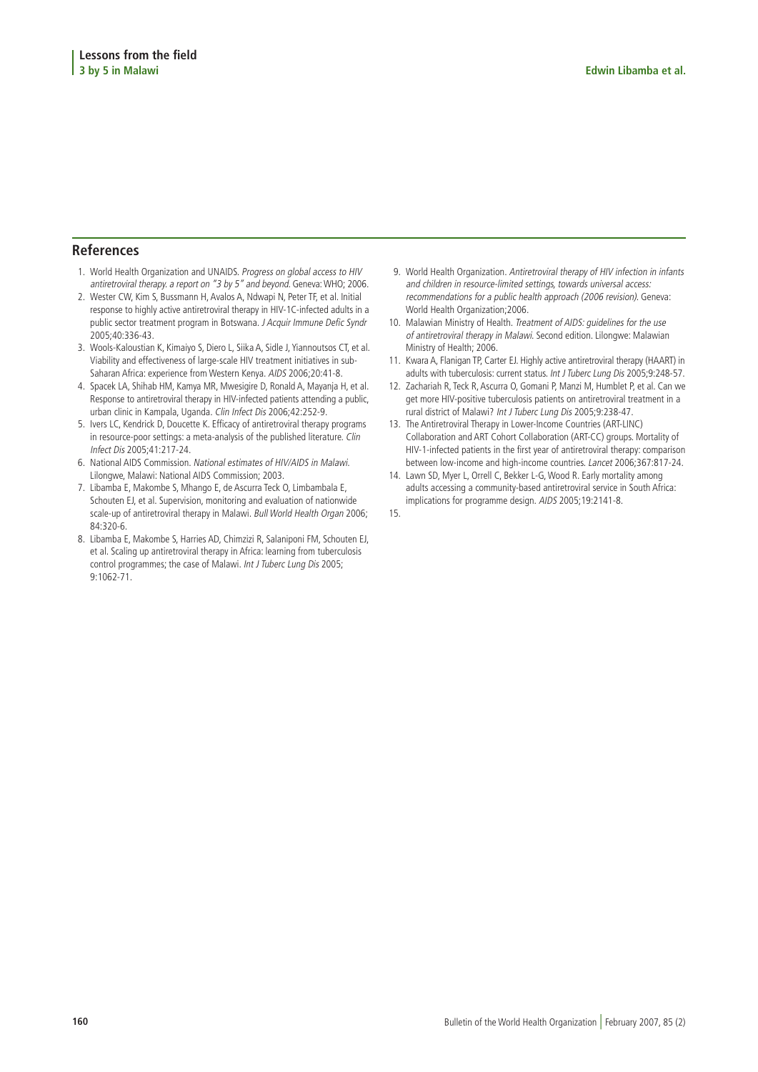## References

1. World Health Organization and UNAIDS. *Progress on global access to HIV antiretroviral therapy. a report on "3 by 5" and beyond.* Geneva: WHO; 2006.
2. Wester CW, Kim S, Bussmann H, Avalos A, Ndwapi N, Peter TF, et al. Initial response to highly active antiretroviral therapy in HIV-1C-infected adults in a public sector treatment program in Botswana. *J Acquir Immune Defic Syndr* 2005;40:336-43.
3. Wools-Kaloustian K, Kimaiyo S, Diero L, Siika A, Sidle J, Yiannoutsos CT, et al. Viability and effectiveness of large-scale HIV treatment initiatives in sub-Saharan Africa: experience from Western Kenya. *AIDS* 2006;20:41-8.
4. Spacek LA, Shihab HM, Kamya MR, Mwesigire D, Ronald A, Mayanja H, et al. Response to antiretroviral therapy in HIV-infected patients attending a public, urban clinic in Kampala, Uganda. *Clin Infect Dis* 2006;42:252-9.
5. Ivers LC, Kendrick D, Doucette K. Efficacy of antiretroviral therapy programs in resource-poor settings: a meta-analysis of the published literature. *Clin Infect Dis* 2005;41:217-24.
6. National AIDS Commission. *National estimates of HIV/AIDS in Malawi.* Lilongwe, Malawi: National AIDS Commission; 2003.
7. Libamba E, Makombe S, Mhango E, de Ascurra Teck O, Limbambala E, Schouten EJ, et al. Supervision, monitoring and evaluation of nationwide scale-up of antiretroviral therapy in Malawi. *Bull World Health Organ* 2006; 84:320-6.
8. Libamba E, Makombe S, Harries AD, Chimzizi R, Salaniponi FM, Schouten EJ, et al. Scaling up antiretroviral therapy in Africa: learning from tuberculosis control programmes; the case of Malawi. *Int J Tuberc Lung Dis* 2005; 9:1062-71.
9. World Health Organization. *Antiretroviral therapy of HIV infection in infants and children in resource-limited settings, towards universal access: recommendations for a public health approach (2006 revision).* Geneva: World Health Organization;2006.
10. Malawian Ministry of Health. *Treatment of AIDS: guidelines for the use of antiretroviral therapy in Malawi.* Second edition. Lilongwe: Malawian Ministry of Health; 2006.
11. Kwara A, Flanigan TP, Carter EJ. Highly active antiretroviral therapy (HAART) in adults with tuberculosis: current status. *Int J Tuberc Lung Dis* 2005;9:248-57.
12. Zachariah R, Teck R, Ascurra O, Gomani P, Manzi M, Humblet P, et al. Can we get more HIV-positive tuberculosis patients on antiretroviral treatment in a rural district of Malawi? *Int J Tuberc Lung Dis* 2005;9:238-47.
13. The Antiretroviral Therapy in Lower-Income Countries (ART-LINC) Collaboration and ART Cohort Collaboration (ART-CC) groups. Mortality of HIV-1-infected patients in the first year of antiretroviral therapy: comparison between low-income and high-income countries. *Lancet* 2006;367:817-24.
14. Lawn SD, Myer L, Orrell C, Bekker L-G, Wood R. Early mortality among adults accessing a community-based antiretroviral service in South Africa: implications for programme design. *AIDS* 2005;19:2141-8.
15.